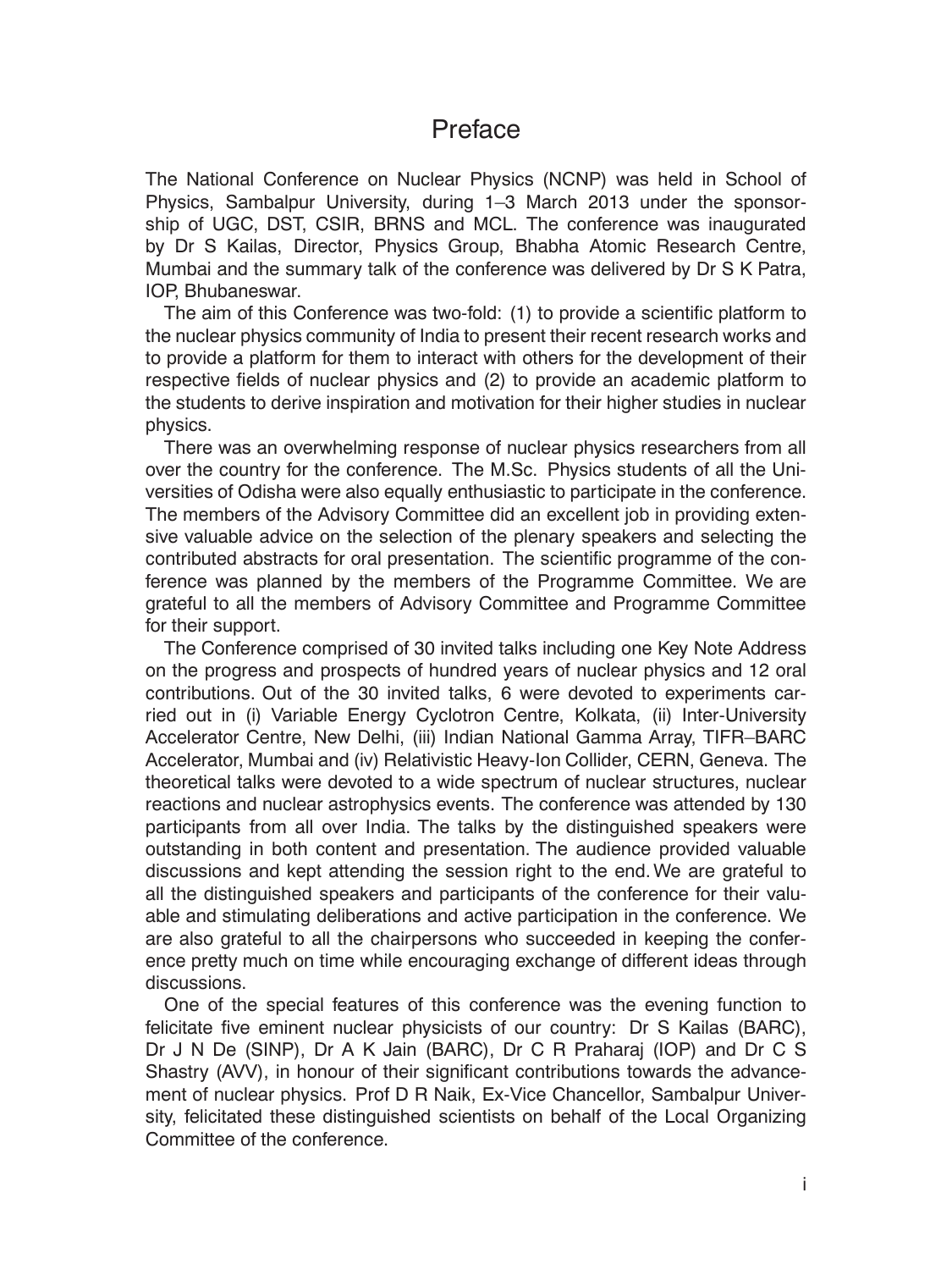# Preface

The National Conference on Nuclear Physics (NCNP) was held in School of Physics, Sambalpur University, during 1–3 March 2013 under the sponsorship of UGC, DST, CSIR, BRNS and MCL. The conference was inaugurated by Dr S Kailas, Director, Physics Group, Bhabha Atomic Research Centre, Mumbai and the summary talk of the conference was delivered by Dr S K Patra, IOP, Bhubaneswar.

The aim of this Conference was two-fold: (1) to provide a scientific platform to the nuclear physics community of India to present their recent research works and to provide a platform for them to interact with others for the development of their respective fields of nuclear physics and (2) to provide an academic platform to the students to derive inspiration and motivation for their higher studies in nuclear physics.

There was an overwhelming response of nuclear physics researchers from all over the country for the conference. The M.Sc. Physics students of all the Universities of Odisha were also equally enthusiastic to participate in the conference. The members of the Advisory Committee did an excellent job in providing extensive valuable advice on the selection of the plenary speakers and selecting the contributed abstracts for oral presentation. The scientific programme of the conference was planned by the members of the Programme Committee. We are grateful to all the members of Advisory Committee and Programme Committee for their support.

The Conference comprised of 30 invited talks including one Key Note Address on the progress and prospects of hundred years of nuclear physics and 12 oral contributions. Out of the 30 invited talks, 6 were devoted to experiments carried out in (i) Variable Energy Cyclotron Centre, Kolkata, (ii) Inter-University Accelerator Centre, New Delhi, (iii) Indian National Gamma Array, TIFR–BARC Accelerator, Mumbai and (iv) Relativistic Heavy-Ion Collider, CERN, Geneva. The theoretical talks were devoted to a wide spectrum of nuclear structures, nuclear reactions and nuclear astrophysics events. The conference was attended by 130 participants from all over India. The talks by the distinguished speakers were outstanding in both content and presentation. The audience provided valuable discussions and kept attending the session right to the end. We are grateful to all the distinguished speakers and participants of the conference for their valuable and stimulating deliberations and active participation in the conference. We are also grateful to all the chairpersons who succeeded in keeping the conference pretty much on time while encouraging exchange of different ideas through discussions.

One of the special features of this conference was the evening function to felicitate five eminent nuclear physicists of our country: Dr S Kailas (BARC), Dr J N De (SINP), Dr A K Jain (BARC), Dr C R Praharaj (IOP) and Dr C S Shastry (AVV), in honour of their significant contributions towards the advancement of nuclear physics. Prof D R Naik, Ex-Vice Chancellor, Sambalpur University, felicitated these distinguished scientists on behalf of the Local Organizing Committee of the conference.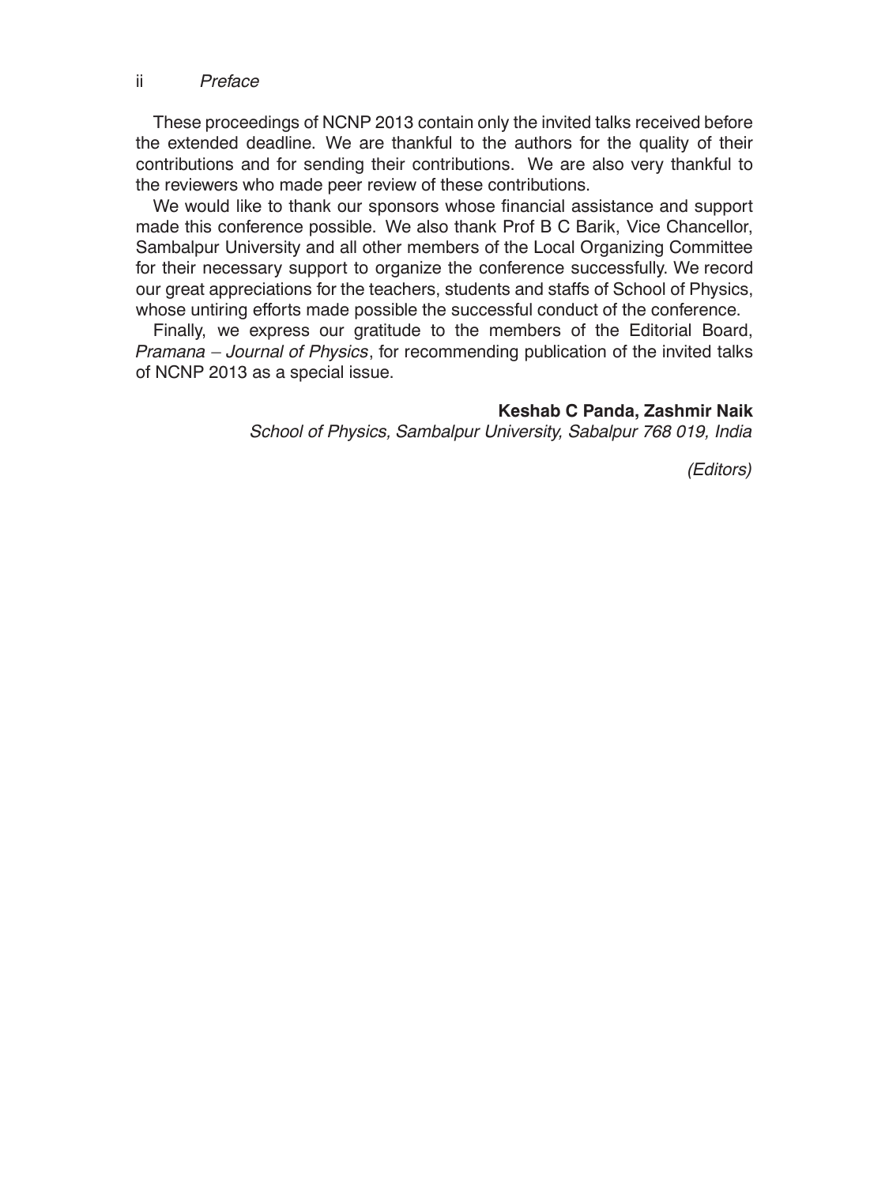These proceedings of NCNP 2013 contain only the invited talks received before the extended deadline. We are thankful to the authors for the quality of their contributions and for sending their contributions. We are also very thankful to the reviewers who made peer review of these contributions.

We would like to thank our sponsors whose financial assistance and support made this conference possible. We also thank Prof B C Barik, Vice Chancellor, Sambalpur University and all other members of the Local Organizing Committee for their necessary support to organize the conference successfully. We record our great appreciations for the teachers, students and staffs of School of Physics, whose untiring efforts made possible the successful conduct of the conference.

Finally, we express our gratitude to the members of the Editorial Board, *Pramana – Journal of Physics*, for recommending publication of the invited talks of NCNP 2013 as a special issue.

**Keshab C Panda, Zashmir Naik**
*School of Physics, Sambalpur University, Sabalpur 768 019, India*

*(Editors)*